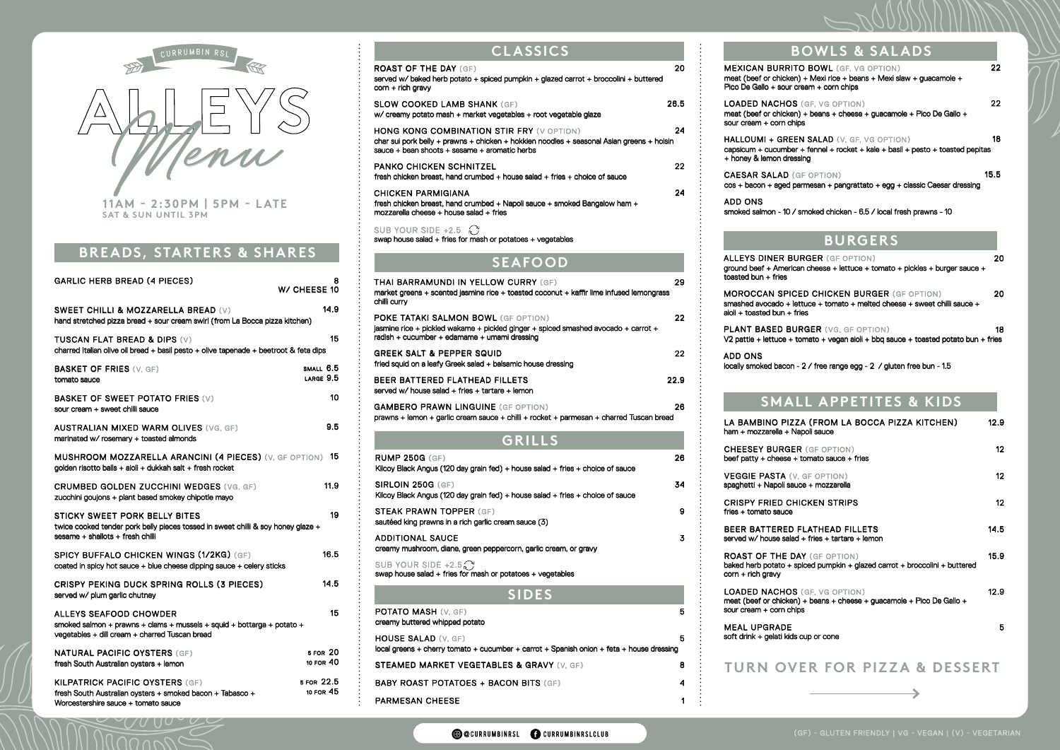CURRUMBIN RSL

# ALLEYS Menu

11AM - 2:30PM | 5PM - LATE
SAT & SUN UNTIL 3PM

## BREADS, STARTERS & SHARES

**GARLIC HERB BREAD (4 PIECES)** 8 / W/ CHEESE 10

**SWEET CHILLI & MOZZARELLA BREAD** (V) 14.9
hand stretched pizza bread + sour cream swirl (from La Bocca pizza kitchen)

**TUSCAN FLAT BREAD & DIPS** (V) 15
charred Italian olive oil bread + basil pesto + olive tapenade + beetroot & feta dips

**BASKET OF FRIES** (V, GF) SMALL 6.5 / LARGE 9.5
tomato sauce

**BASKET OF SWEET POTATO FRIES** (V) 10
sour cream + sweet chilli sauce

**AUSTRALIAN MIXED WARM OLIVES** (VG, GF) 9.5
marinated w/ rosemary + toasted almonds

**MUSHROOM MOZZARELLA ARANCINI (4 PIECES)** (V, GF OPTION) 15
golden risotto balls + aioli + dukkah salt + fresh rocket

**CRUMBED GOLDEN ZUCCHINI WEDGES** (VG, GF) 11.9
zucchini goujons + plant based smokey chipotle mayo

**STICKY SWEET PORK BELLY BITES** 19
twice cooked tender pork belly pieces tossed in sweet chilli & soy honey glaze + sesame + shallots + fresh chilli

**SPICY BUFFALO CHICKEN WINGS (1/2KG)** (GF) 16.5
coated in spicy hot sauce + blue cheese dipping sauce + celery sticks

**CRISPY PEKING DUCK SPRING ROLLS (3 PIECES)** 14.5
served w/ plum garlic chutney

**ALLEYS SEAFOOD CHOWDER** 15
smoked salmon + prawns + clams + mussels + squid + bottarga + potato + vegetables + dill cream + charred Tuscan bread

**NATURAL PACIFIC OYSTERS** (GF) 5 FOR 20 / 10 FOR 40
fresh South Australian oysters + lemon

**KILPATRICK PACIFIC OYSTERS** (GF) 5 FOR 22.5 / 10 FOR 45
fresh South Australian oysters + smoked bacon + Tabasco + Worcestershire sauce + tomato sauce

## CLASSICS

**ROAST OF THE DAY** (GF) 20
served w/ baked herb potato + spiced pumpkin + glazed carrot + broccolini + buttered corn + rich gravy

**SLOW COOKED LAMB SHANK** (GF) 26.5
w/ creamy potato mash + market vegetables + root vegetable glaze

**HONG KONG COMBINATION STIR FRY** (V OPTION) 24
char sui pork belly + prawns + chicken + hokkien noodles + seasonal Asian greens + hoisin sauce + bean shoots + sesame + aromatic herbs

**PANKO CHICKEN SCHNITZEL** 22
fresh chicken breast, hand crumbed + house salad + fries + choice of sauce

**CHICKEN PARMIGIANA** 24
fresh chicken breast, hand crumbed + Napoli sauce + smoked Bangalow ham + mozzarella cheese + house salad + fries

SUB YOUR SIDE +2.5
swap house salad + fries for mash or potatoes + vegetables

## SEAFOOD

**THAI BARRAMUNDI IN YELLOW CURRY** (GF) 29
market greens + scented jasmine rice + toasted coconut + kaffir lime infused lemongrass chilli curry

**POKE TATAKI SALMON BOWL** (GF OPTION) 22
jasmine rice + pickled wakame + pickled ginger + spiced smashed avocado + carrot + radish + cucumber + edamame + umami dressing

**GREEK SALT & PEPPER SQUID** 22
fried squid on a leafy Greek salad + balsamic house dressing

**BEER BATTERED FLATHEAD FILLETS** 22.9
served w/ house salad + fries + tartare + lemon

**GAMBERO PRAWN LINGUINE** (GF OPTION) 26
prawns + lemon + garlic cream sauce + chilli + rocket + parmesan + charred Tuscan bread

## GRILLS

**RUMP 250G** (GF) 26
Kilcoy Black Angus (120 day grain fed) + house salad + fries + choice of sauce

**SIRLOIN 250G** (GF) 34
Kilcoy Black Angus (120 day grain fed) + house salad + fries + choice of sauce

**STEAK PRAWN TOPPER** (GF) 9
sautéed king prawns in a rich garlic cream sauce (3)

**ADDITIONAL SAUCE** 3
creamy mushroom, diane, green peppercorn, garlic cream, or gravy

SUB YOUR SIDE +2.5
swap house salad + fries for mash or potatoes + vegetables

## SIDES

**POTATO MASH** (V, GF) 5
creamy buttered whipped potato

**HOUSE SALAD** (V, GF) 5
local greens + cherry tomato + cucumber + carrot + Spanish onion + feta + house dressing

**STEAMED MARKET VEGETABLES & GRAVY** (V, GF) 8

**BABY ROAST POTATOES + BACON BITS** (GF) 4

**PARMESAN CHEESE** 1

## BOWLS & SALADS

**MEXICAN BURRITO BOWL** (GF, VG OPTION) 22
meat (beef or chicken) + Mexi rice + beans + Mexi slaw + guacamole + Pico De Gallo + sour cream + corn chips

**LOADED NACHOS** (GF, VG OPTION) 22
meat (beef or chicken) + beans + cheese + guacamole + Pico De Gallo + sour cream + corn chips

**HALLOUMI + GREEN SALAD** (V, GF, VG OPTION) 18
capsicum + cucumber + fennel + rocket + kale + basil + pesto + toasted pepitas + honey & lemon dressing

**CAESAR SALAD** (GF OPTION) 15.5
cos + bacon + aged parmesan + pangrattato + egg + classic Caesar dressing

**ADD ONS**
smoked salmon - 10 / smoked chicken - 6.5 / local fresh prawns - 10

## BURGERS

**ALLEYS DINER BURGER** (GF OPTION) 20
ground beef + American cheese + lettuce + tomato + pickles + burger sauce + toasted bun + fries

**MOROCCAN SPICED CHICKEN BURGER** (GF OPTION) 20
smashed avocado + lettuce + tomato + melted cheese + sweet chilli sauce + aioli + toasted bun + fries

**PLANT BASED BURGER** (VG, GF OPTION) 18
V2 pattie + lettuce + tomato + vegan aioli + bbq sauce + toasted potato bun + fries

**ADD ONS**
locally smoked bacon - 2 / free range egg - 2 / gluten free bun - 1.5

## SMALL APPETITES & KIDS

**LA BAMBINO PIZZA (FROM LA BOCCA PIZZA KITCHEN)** 12.9
ham + mozzarella + Napoli sauce

**CHEESEY BURGER** (GF OPTION) 12
beef patty + cheese + tomato sauce + fries

**VEGGIE PASTA** (V, GF OPTION) 12
spaghetti + Napoli sauce + mozzarella

**CRISPY FRIED CHICKEN STRIPS** 12
fries + tomato sauce

**BEER BATTERED FLATHEAD FILLETS** 14.5
served w/ house salad + fries + tartare + lemon

**ROAST OF THE DAY** (GF OPTION) 15.9
baked herb potato + spiced pumpkin + glazed carrot + broccolini + buttered corn + rich gravy

**LOADED NACHOS** (GF, VG OPTION) 12.9
meat (beef or chicken) + beans + cheese + guacamole + Pico De Gallo + sour cream + corn chips

**MEAL UPGRADE** 5
soft drink + gelati kids cup or cone

TURN OVER FOR PIZZA & DESSERT

@CURRUMBINRSL | CURRUMBINRSLCLUB

(GF) - GLUTEN FRIENDLY | VG - VEGAN | (V) - VEGETARIAN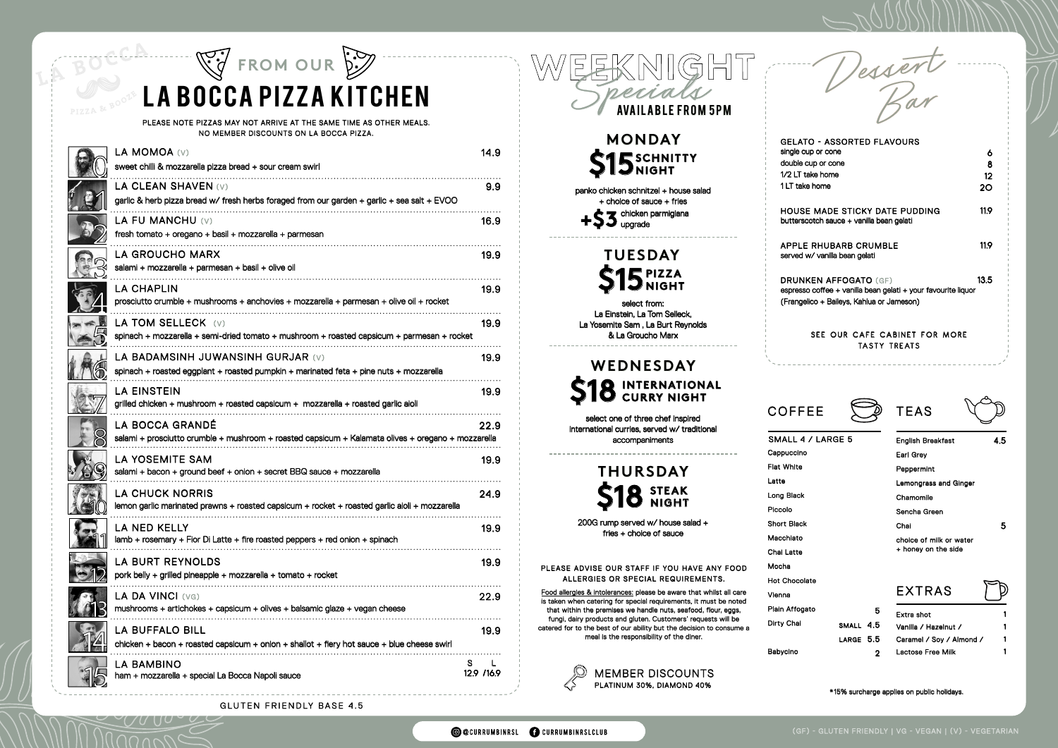## FROM OUR

# LA BOCCA PIZZA KITCHEN

PLEASE NOTE PIZZAS MAY NOT ARRIVE AT THE SAME TIME AS OTHER MEALS.
NO MEMBER DISCOUNTS ON LA BOCCA PIZZA.

| | | |
|---|---|---|
| 0 | **LA MOMOA** (V)<br>sweet chilli & mozzarella pizza bread + sour cream swirl | 14.9 |
| 1 | **LA CLEAN SHAVEN** (V)<br>garlic & herb pizza bread w/ fresh herbs foraged from our garden + garlic + sea salt + EVOO | 9.9 |
| 2 | **LA FU MANCHU** (V)<br>fresh tomato + oregano + basil + mozzarella + parmesan | 16.9 |
| 3 | **LA GROUCHO MARX**<br>salami + mozzarella + parmesan + basil + olive oil | 19.9 |
| 4 | **LA CHAPLIN**<br>prosciutto crumble + mushrooms + anchovies + mozzarella + parmesan + olive oil + rocket | 19.9 |
| 5 | **LA TOM SELLECK** (V)<br>spinach + mozzarella + semi-dried tomato + mushroom + roasted capsicum + parmesan + rocket | 19.9 |
| 6 | **LA BADAMSINH JUWANSINH GURJAR** (V)<br>spinach + roasted eggplant + roasted pumpkin + marinated feta + pine nuts + mozzarella | 19.9 |
| 7 | **LA EINSTEIN**<br>grilled chicken + mushroom + roasted capsicum + mozzarella + roasted garlic aioli | 19.9 |
| 8 | **LA BOCCA GRANDÉ**<br>salami + prosciutto crumble + mushroom + roasted capsicum + Kalamata olives + oregano + mozzarella | 22.9 |
| 9 | **LA YOSEMITE SAM**<br>salami + bacon + ground beef + onion + secret BBQ sauce + mozzarella | 19.9 |
| 10 | **LA CHUCK NORRIS**<br>lemon garlic marinated prawns + roasted capsicum + rocket + roasted garlic aioli + mozzarella | 24.9 |
| 11 | **LA NED KELLY**<br>lamb + rosemary + Fior Di Latte + fire roasted peppers + red onion + spinach | 19.9 |
| 12 | **LA BURT REYNOLDS**<br>pork belly + grilled pineapple + mozzarella + tomato + rocket | 19.9 |
| 13 | **LA DA VINCI** (VG)<br>mushrooms + artichokes + capsicum + olives + balsamic glaze + vegan cheese | 22.9 |
| 14 | **LA BUFFALO BILL**<br>chicken + bacon + roasted capsicum + onion + shallot + fiery hot sauce + blue cheese swirl | 19.9 |
| 15 | **LA BAMBINO**<br>ham + mozzarella + special La Bocca Napoli sauce | S 12.9 / L 16.9 |

GLUTEN FRIENDLY BASE 4.5

# WEEKNIGHT Specials

**AVAILABLE FROM 5PM**

## MONDAY
**$15 SCHNITTY NIGHT**

panko chicken schnitzel + house salad + choice of sauce + fries

**+$3** chicken parmigiana upgrade

## TUESDAY
**$15 PIZZA NIGHT**

select from:
La Einstein, La Tom Selleck, La Yosemite Sam , La Burt Reynolds & La Groucho Marx

## WEDNESDAY
**$18 INTERNATIONAL CURRY NIGHT**

select one of three chef inspired international curries, served w/ traditional accompaniments

## THURSDAY
**$18 STEAK NIGHT**

200G rump served w/ house salad + fries + choice of sauce

PLEASE ADVISE OUR STAFF IF YOU HAVE ANY FOOD ALLERGIES OR SPECIAL REQUIREMENTS.

Food allergies & intolerances: please be aware that whilst all care is taken when catering for special requirements, it must be noted that within the premises we handle nuts, seafood, flour, eggs, fungi, dairy products and gluten. Customers' requests will be catered for to the best of our ability but the decision to consume a meal is the responsibility of the diner.

**MEMBER DISCOUNTS**
PLATINUM 30%, DIAMOND 40%

# Dessert Bar

| | |
|---|---|
| **GELATO - ASSORTED FLAVOURS** | |
| single cup or cone | 6 |
| double cup or cone | 8 |
| 1/2 LT take home | 12 |
| 1 LT take home | 20 |
| **HOUSE MADE STICKY DATE PUDDING**<br>butterscotch sauce + vanilla bean gelati | 11.9 |
| **APPLE RHUBARB CRUMBLE**<br>served w/ vanilla bean gelati | 11.9 |
| **DRUNKEN AFFOGATO** (GF)<br>espresso coffee + vanilla bean gelati + your favourite liquor (Frangelico + Baileys, Kahlua or Jameson) | 13.5 |

SEE OUR CAFE CABINET FOR MORE TASTY TREATS

## COFFEE

SMALL 4 / LARGE 5

- Cappuccino
- Flat White
- Latte
- Long Black
- Piccolo
- Short Black
- Macchiato
- Chai Latte
- Mocha
- Hot Chocolate
- Vienna

| | | |
|---|---|---|
| Plain Affogato | | 5 |
| Dirty Chai | SMALL | 4.5 |
| | LARGE | 5.5 |
| Babycino | | 2 |

## TEAS

| | |
|---|---|
| English Breakfast | 4.5 |
| Earl Grey | |
| Peppermint | |
| Lemongrass and Ginger | |
| Chamomile | |
| Sencha Green | |
| Chai | 5 |

choice of milk or water + honey on the side

## EXTRAS

| | |
|---|---|
| Extra shot | 1 |
| Vanilla / Hazelnut / | 1 |
| Caramel / Soy / Almond / | 1 |
| Lactose Free Milk | 1 |

*15% surcharge applies on public holidays.

@CURRUMBINRSL | CURRUMBINRSLCLUB

(GF) - GLUTEN FRIENDLY | VG - VEGAN | (V) - VEGETARIAN